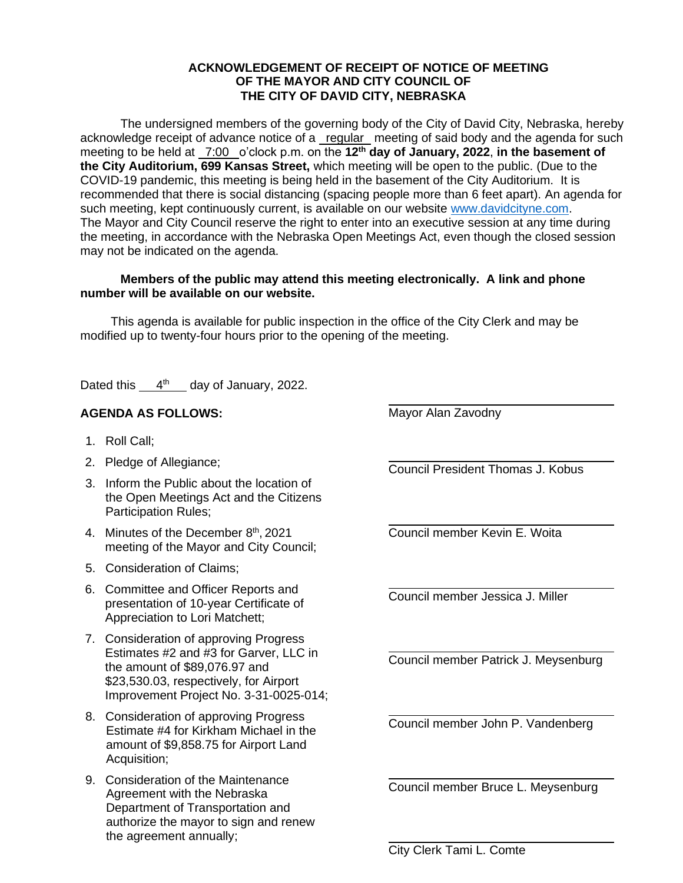**ACKNOWLEDGEMENT OF RECEIPT OF NOTICE OF MEETING OF THE MAYOR AND CITY COUNCIL OF THE CITY OF DAVID CITY, NEBRASKA**

The undersigned members of the governing body of the City of David City, Nebraska, hereby acknowledge receipt of advance notice of a regular meeting of said body and the agenda for such meeting to be held at 7:00 o'clock p.m. on the **12th day of January, 2022**, **in the basement of the City Auditorium, 699 Kansas Street,** which meeting will be open to the public. (Due to the COVID-19 pandemic, this meeting is being held in the basement of the City Auditorium. It is recommended that there is social distancing (spacing people more than 6 feet apart). An agenda for such meeting, kept continuously current, is available on our website www.davidcityne.com. The Mayor and City Council reserve the right to enter into an executive session at any time during the meeting, in accordance with the Nebraska Open Meetings Act, even though the closed session may not be indicated on the agenda.

**Members of the public may attend this meeting electronically. A link and phone number will be available on our website.**

This agenda is available for public inspection in the office of the City Clerk and may be modified up to twenty-four hours prior to the opening of the meeting.

Dated this 4th day of January, 2022.

**AGENDA AS FOLLOWS:**

1. Roll Call;
2. Pledge of Allegiance;
3. Inform the Public about the location of the Open Meetings Act and the Citizens Participation Rules;
4. Minutes of the December 8th, 2021 meeting of the Mayor and City Council;
5. Consideration of Claims;
6. Committee and Officer Reports and presentation of 10-year Certificate of Appreciation to Lori Matchett;
7. Consideration of approving Progress Estimates #2 and #3 for Garver, LLC in the amount of $89,076.97 and $23,530.03, respectively, for Airport Improvement Project No. 3-31-0025-014;
8. Consideration of approving Progress Estimate #4 for Kirkham Michael in the amount of $9,858.75 for Airport Land Acquisition;
9. Consideration of the Maintenance Agreement with the Nebraska Department of Transportation and authorize the mayor to sign and renew the agreement annually;

\_\_\_\_\_\_\_\_\_\_\_\_\_\_\_\_\_\_\_\_\_\_\_\_\_\_\_\_\_\_
Mayor Alan Zavodny

\_\_\_\_\_\_\_\_\_\_\_\_\_\_\_\_\_\_\_\_\_\_\_\_\_\_\_\_\_\_
Council President Thomas J. Kobus

\_\_\_\_\_\_\_\_\_\_\_\_\_\_\_\_\_\_\_\_\_\_\_\_\_\_\_\_\_\_
Council member Kevin E. Woita

\_\_\_\_\_\_\_\_\_\_\_\_\_\_\_\_\_\_\_\_\_\_\_\_\_\_\_\_\_\_
Council member Jessica J. Miller

\_\_\_\_\_\_\_\_\_\_\_\_\_\_\_\_\_\_\_\_\_\_\_\_\_\_\_\_\_\_
Council member Patrick J. Meysenburg

\_\_\_\_\_\_\_\_\_\_\_\_\_\_\_\_\_\_\_\_\_\_\_\_\_\_\_\_\_\_
Council member John P. Vandenberg

\_\_\_\_\_\_\_\_\_\_\_\_\_\_\_\_\_\_\_\_\_\_\_\_\_\_\_\_\_\_
Council member Bruce L. Meysenburg

\_\_\_\_\_\_\_\_\_\_\_\_\_\_\_\_\_\_\_\_\_\_\_\_\_\_\_\_\_\_
City Clerk Tami L. Comte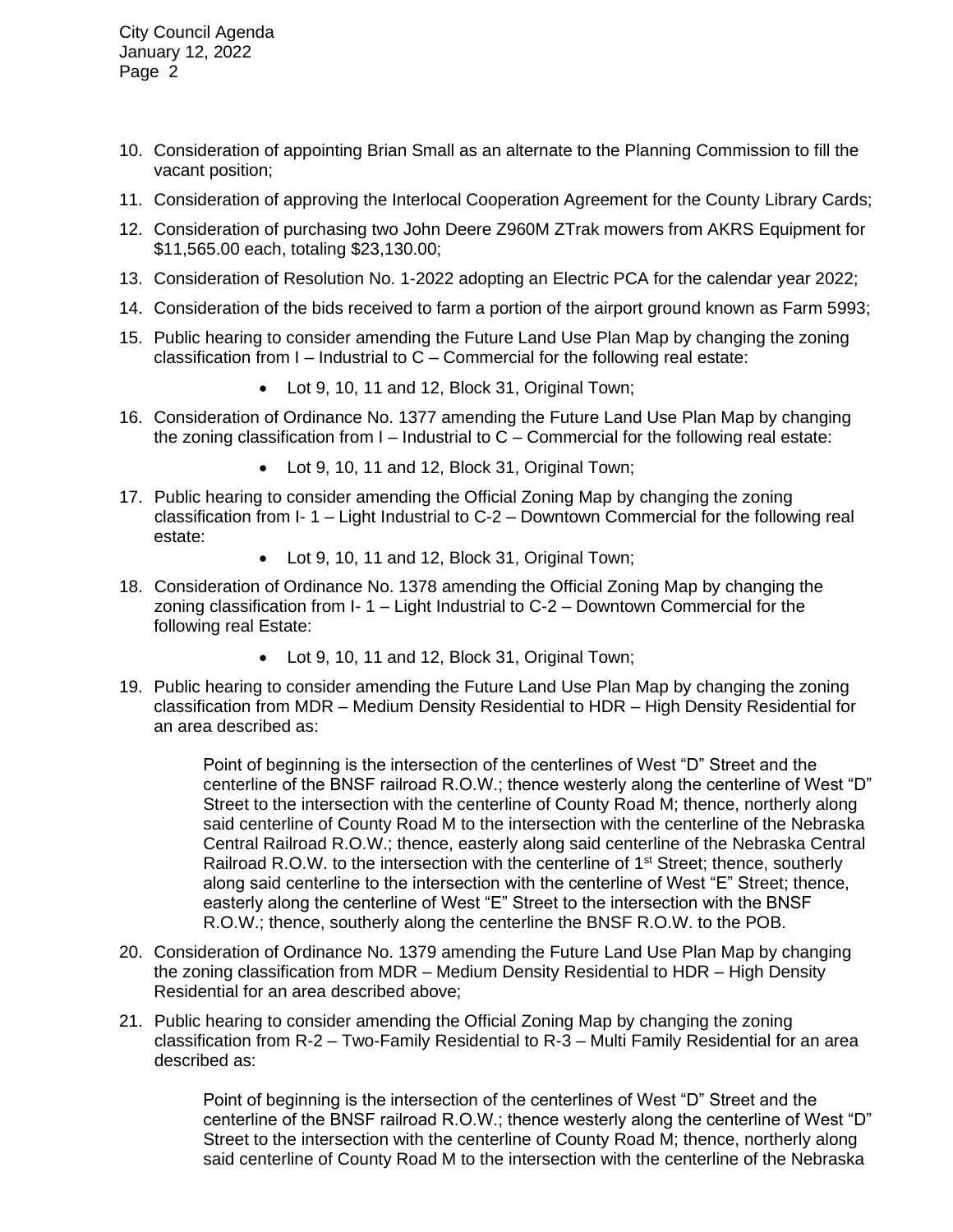10. Consideration of appointing Brian Small as an alternate to the Planning Commission to fill the vacant position;
11. Consideration of approving the Interlocal Cooperation Agreement for the County Library Cards;
12. Consideration of purchasing two John Deere Z960M ZTrak mowers from AKRS Equipment for $11,565.00 each, totaling $23,130.00;
13. Consideration of Resolution No. 1-2022 adopting an Electric PCA for the calendar year 2022;
14. Consideration of the bids received to farm a portion of the airport ground known as Farm 5993;
15. Public hearing to consider amending the Future Land Use Plan Map by changing the zoning classification from I – Industrial to C – Commercial for the following real estate:
    - Lot 9, 10, 11 and 12, Block 31, Original Town;
16. Consideration of Ordinance No. 1377 amending the Future Land Use Plan Map by changing the zoning classification from I – Industrial to C – Commercial for the following real estate:
    - Lot 9, 10, 11 and 12, Block 31, Original Town;
17. Public hearing to consider amending the Official Zoning Map by changing the zoning classification from I- 1 – Light Industrial to C-2 – Downtown Commercial for the following real estate:
    - Lot 9, 10, 11 and 12, Block 31, Original Town;
18. Consideration of Ordinance No. 1378 amending the Official Zoning Map by changing the zoning classification from I- 1 – Light Industrial to C-2 – Downtown Commercial for the following real Estate:
    - Lot 9, 10, 11 and 12, Block 31, Original Town;
19. Public hearing to consider amending the Future Land Use Plan Map by changing the zoning classification from MDR – Medium Density Residential to HDR – High Density Residential for an area described as:

    Point of beginning is the intersection of the centerlines of West "D" Street and the centerline of the BNSF railroad R.O.W.; thence westerly along the centerline of West "D" Street to the intersection with the centerline of County Road M; thence, northerly along said centerline of County Road M to the intersection with the centerline of the Nebraska Central Railroad R.O.W.; thence, easterly along said centerline of the Nebraska Central Railroad R.O.W. to the intersection with the centerline of 1st Street; thence, southerly along said centerline to the intersection with the centerline of West "E" Street; thence, easterly along the centerline of West "E" Street to the intersection with the BNSF R.O.W.; thence, southerly along the centerline the BNSF R.O.W. to the POB.

20. Consideration of Ordinance No. 1379 amending the Future Land Use Plan Map by changing the zoning classification from MDR – Medium Density Residential to HDR – High Density Residential for an area described above;
21. Public hearing to consider amending the Official Zoning Map by changing the zoning classification from R-2 – Two-Family Residential to R-3 – Multi Family Residential for an area described as:

    Point of beginning is the intersection of the centerlines of West "D" Street and the centerline of the BNSF railroad R.O.W.; thence westerly along the centerline of West "D" Street to the intersection with the centerline of County Road M; thence, northerly along said centerline of County Road M to the intersection with the centerline of the Nebraska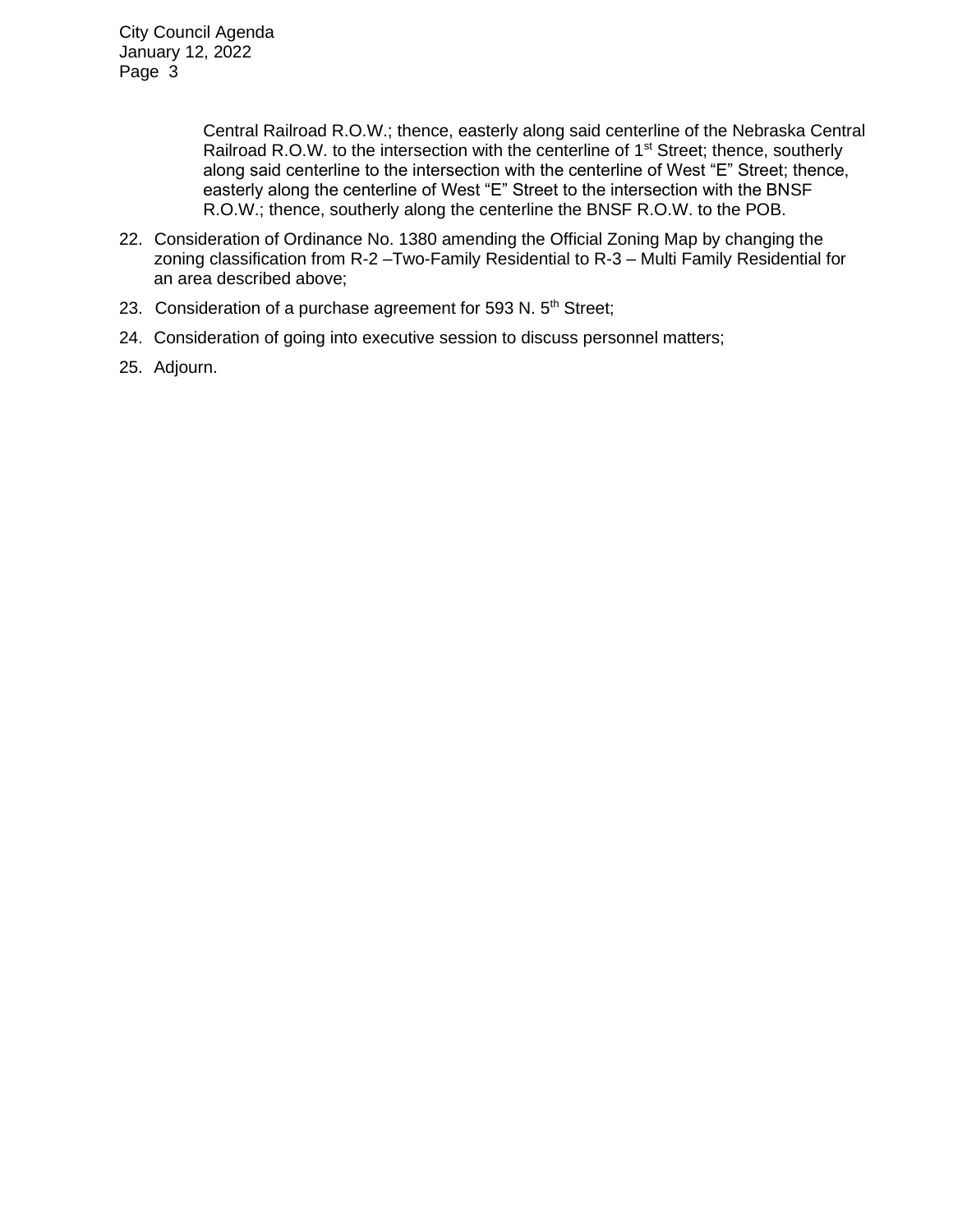Central Railroad R.O.W.; thence, easterly along said centerline of the Nebraska Central Railroad R.O.W. to the intersection with the centerline of 1st Street; thence, southerly along said centerline to the intersection with the centerline of West "E" Street; thence, easterly along the centerline of West "E" Street to the intersection with the BNSF R.O.W.; thence, southerly along the centerline the BNSF R.O.W. to the POB.

22. Consideration of Ordinance No. 1380 amending the Official Zoning Map by changing the zoning classification from R-2 –Two-Family Residential to R-3 – Multi Family Residential for an area described above;
23. Consideration of a purchase agreement for 593 N. 5th Street;
24. Consideration of going into executive session to discuss personnel matters;
25. Adjourn.